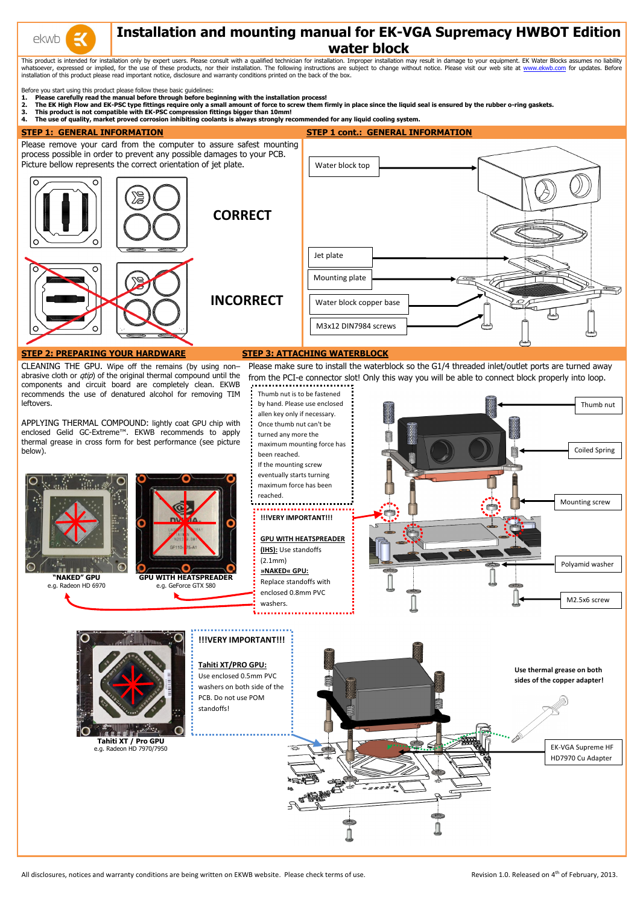# Installation and mounting manual for EK-VGA Supremacy HWBOT Edition water block

This product is intended for installation only by expert users. Please consult with a qualified technician for installation. Improper installation may result in damage to your equipment. EK Water Blocks assumes no liability whatsoever, expressed or implied, for the use of these products, nor their installation. The following instructions are subject to change without notice. Please visit our web site at www.ekwb.com for updates. Before installation of this product please read important notice, disclosure and warranty conditions printed on the back of the box.

Before you start using this product please follow these basic guidelines:

1. **Please carefully read the manual before through before beginning with the installation process!**
2. **The EK High Flow and EK-PSC type fittings require only a small amount of force to screw them firmly in place since the liquid seal is ensured by the rubber o-ring gaskets.**
3. **This product is not compatible with EK-PSC compression fittings bigger than 10mm!**
4. **The use of quality, market proved corrosion inhibiting coolants is always strongly recommended for any liquid cooling system.**

## STEP 1: GENERAL INFORMATION

Please remove your card from the computer to assure safest mounting process possible in order to prevent any possible damages to your PCB. Picture bellow represents the correct orientation of jet plate.

CORRECT

INCORRECT

## STEP 1 cont.: GENERAL INFORMATION

- Water block top
- Jet plate
- Mounting plate
- Water block copper base
- M3x12 DIN7984 screws

## STEP 2: PREPARING YOUR HARDWARE

CLEANING THE GPU. Wipe off the remains (by using non–abrasive cloth or *qtip*) of the original thermal compound until the components and circuit board are completely clean. EKWB recommends the use of denatured alcohol for removing TIM leftovers.

APPLYING THERMAL COMPOUND: lightly coat GPU chip with enclosed Gelid GC-Extreme™. EKWB recommends to apply thermal grease in cross form for best performance (see picture below).

**"NAKED" GPU**
e.g. Radeon HD 6970

**GPU WITH HEATSPREADER**
e.g. GeForce GTX 580

## STEP 3: ATTACHING WATERBLOCK

Please make sure to install the waterblock so the G1/4 threaded inlet/outlet ports are turned away from the PCI-e connector slot! Only this way you will be able to connect block properly into loop.

Thumb nut is to be fastened by hand. Please use enclosed allen key only if necessary. Once thumb nut can't be turned any more the maximum mounting force has been reached. If the mounting screw eventually starts turning maximum force has been reached.

**!!!VERY IMPORTANT!!!**

**GPU WITH HEATSPREADER (IHS):** Use standoffs (2.1mm)

**»NAKED« GPU:** Replace standoffs with enclosed 0.8mm PVC washers.

- Thumb nut
- Coiled Spring
- Mounting screw
- Polyamid washer
- M2.5x6 screw

**Tahiti XT / Pro GPU**
e.g. Radeon HD 7970/7950

**!!!VERY IMPORTANT!!!**

**Tahiti XT/PRO GPU:** Use enclosed 0.5mm PVC washers on both side of the PCB. Do not use POM standoffs!

**Use thermal grease on both sides of the copper adapter!**

EK-VGA Supreme HF HD7970 Cu Adapter

All disclosures, notices and warranty conditions are being written on EKWB website. Please check terms of use.

Revision 1.0. Released on 4th of February, 2013.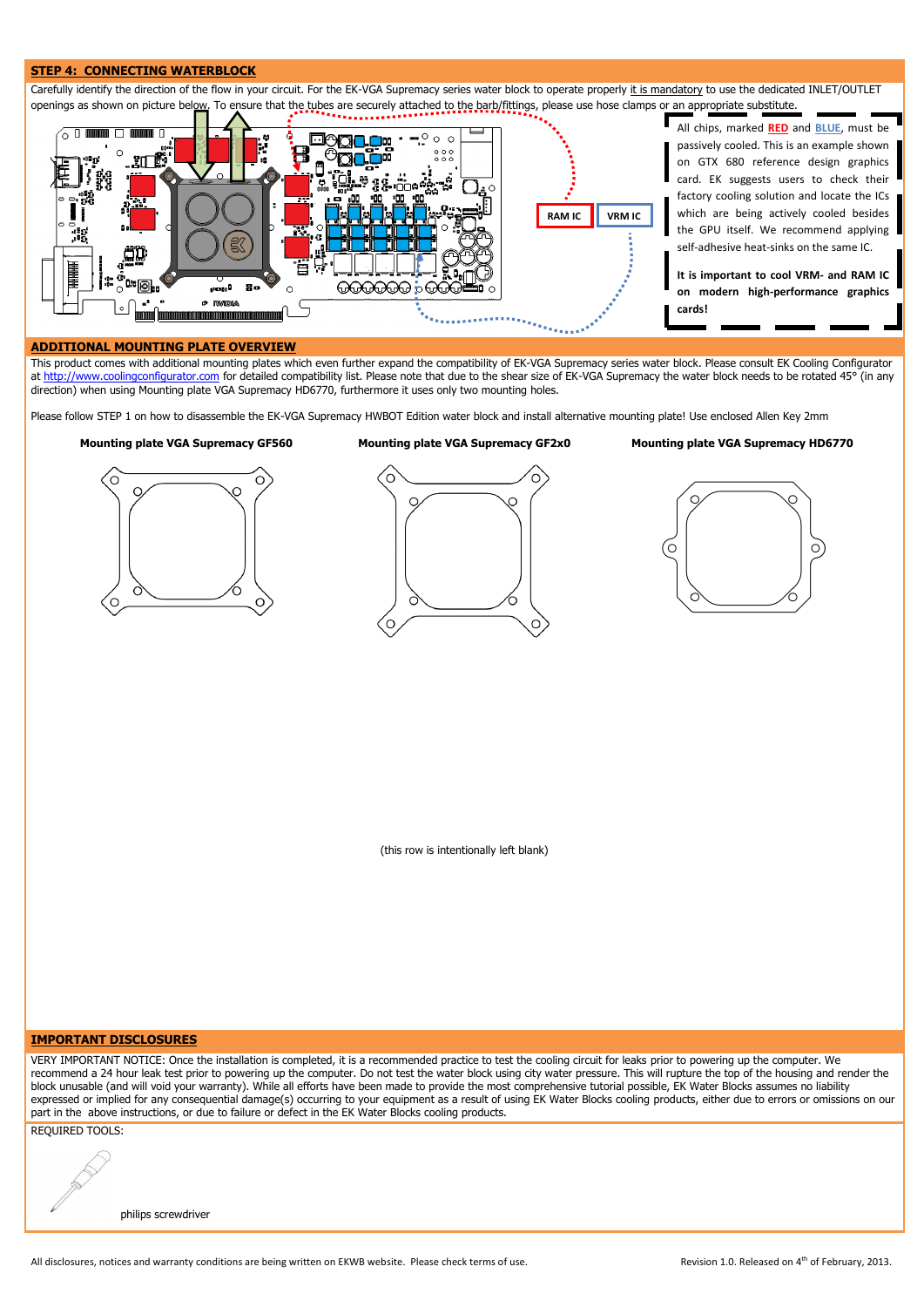## STEP 4: CONNECTING WATERBLOCK

Carefully identify the direction of the flow in your circuit. For the EK-VGA Supremacy series water block to operate properly it is mandatory to use the dedicated INLET/OUTLET openings as shown on picture below. To ensure that the tubes are securely attached to the barb/fittings, please use hose clamps or an appropriate substitute.

RAM IC

VRM IC

All chips, marked **RED** and **BLUE**, must be passively cooled. This is an example shown on GTX 680 reference design graphics card. EK suggests users to check their factory cooling solution and locate the ICs which are being actively cooled besides the GPU itself. We recommend applying self-adhesive heat-sinks on the same IC.

**It is important to cool VRM- and RAM IC on modern high-performance graphics cards!**

## ADDITIONAL MOUNTING PLATE OVERVIEW

This product comes with additional mounting plates which even further expand the compatibility of EK-VGA Supremacy series water block. Please consult EK Cooling Configurator at http://www.coolingconfigurator.com for detailed compatibility list. Please note that due to the shear size of EK-VGA Supremacy the water block needs to be rotated 45° (in any direction) when using Mounting plate VGA Supremacy HD6770, furthermore it uses only two mounting holes.

Please follow STEP 1 on how to disassemble the EK-VGA Supremacy HWBOT Edition water block and install alternative mounting plate! Use enclosed Allen Key 2mm

**Mounting plate VGA Supremacy GF560**

**Mounting plate VGA Supremacy GF2x0**

**Mounting plate VGA Supremacy HD6770**

(this row is intentionally left blank)

## IMPORTANT DISCLOSURES

VERY IMPORTANT NOTICE: Once the installation is completed, it is a recommended practice to test the cooling circuit for leaks prior to powering up the computer. We recommend a 24 hour leak test prior to powering up the computer. Do not test the water block using city water pressure. This will rupture the top of the housing and render the block unusable (and will void your warranty). While all efforts have been made to provide the most comprehensive tutorial possible, EK Water Blocks assumes no liability expressed or implied for any consequential damage(s) occurring to your equipment as a result of using EK Water Blocks cooling products, either due to errors or omissions on our part in the above instructions, or due to failure or defect in the EK Water Blocks cooling products.

REQUIRED TOOLS:

philips screwdriver

All disclosures, notices and warranty conditions are being written on EKWB website. Please check terms of use.

Revision 1.0. Released on 4th of February, 2013.